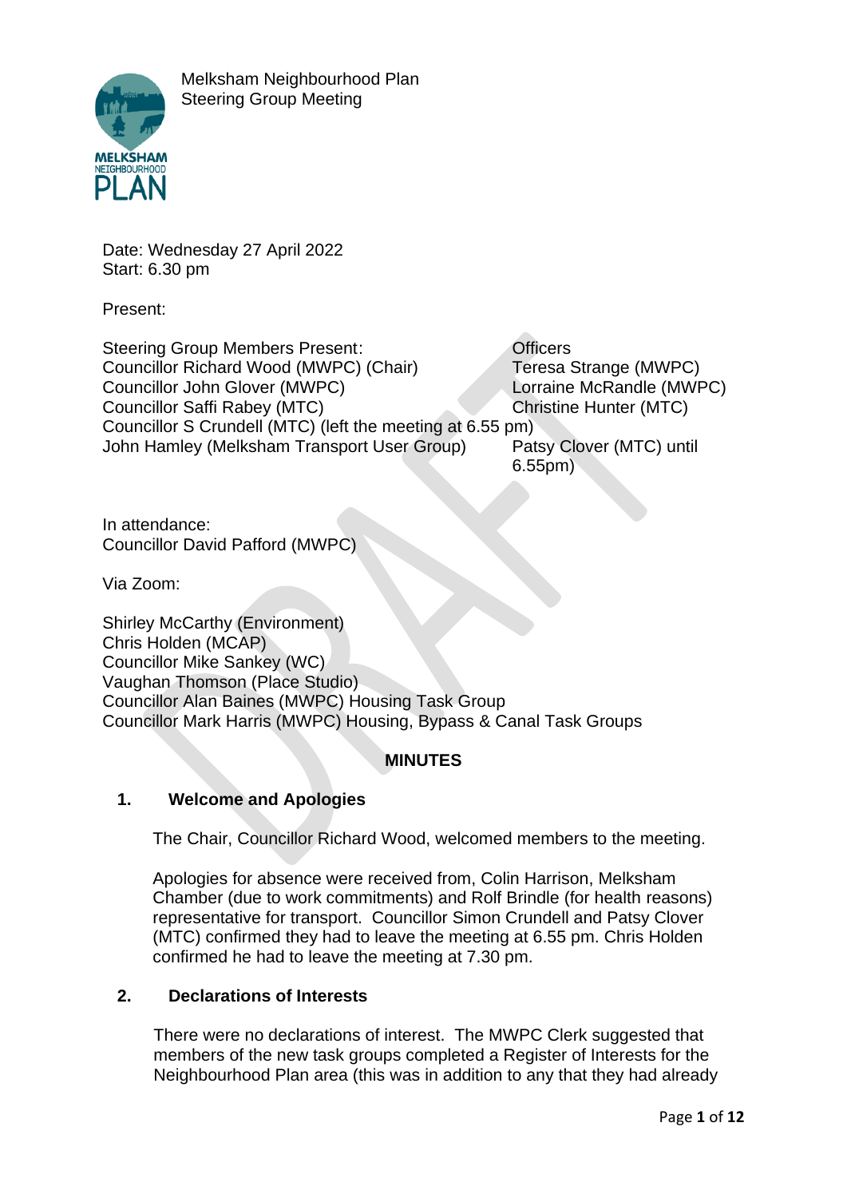Melksham Neighbourhood Plan
Steering Group Meeting

Date: Wednesday 27 April 2022
Start: 6.30 pm

Present:

| Steering Group Members Present: | Officers |
|---|---|
| Councillor Richard Wood (MWPC) (Chair) | Teresa Strange (MWPC) |
| Councillor John Glover (MWPC) | Lorraine McRandle (MWPC) |
| Councillor Saffi Rabey (MTC) | Christine Hunter (MTC) |
| Councillor S Crundell (MTC) (left the meeting at 6.55 pm) | |
| John Hamley (Melksham Transport User Group) | Patsy Clover (MTC) until 6.55pm) |

In attendance:
Councillor David Pafford (MWPC)

Via Zoom:

Shirley McCarthy (Environment)
Chris Holden (MCAP)
Councillor Mike Sankey (WC)
Vaughan Thomson (Place Studio)
Councillor Alan Baines (MWPC) Housing Task Group
Councillor Mark Harris (MWPC) Housing, Bypass & Canal Task Groups

## MINUTES

### 1. Welcome and Apologies

The Chair, Councillor Richard Wood, welcomed members to the meeting.

Apologies for absence were received from, Colin Harrison, Melksham Chamber (due to work commitments) and Rolf Brindle (for health reasons) representative for transport. Councillor Simon Crundell and Patsy Clover (MTC) confirmed they had to leave the meeting at 6.55 pm. Chris Holden confirmed he had to leave the meeting at 7.30 pm.

### 2. Declarations of Interests

There were no declarations of interest. The MWPC Clerk suggested that members of the new task groups completed a Register of Interests for the Neighbourhood Plan area (this was in addition to any that they had already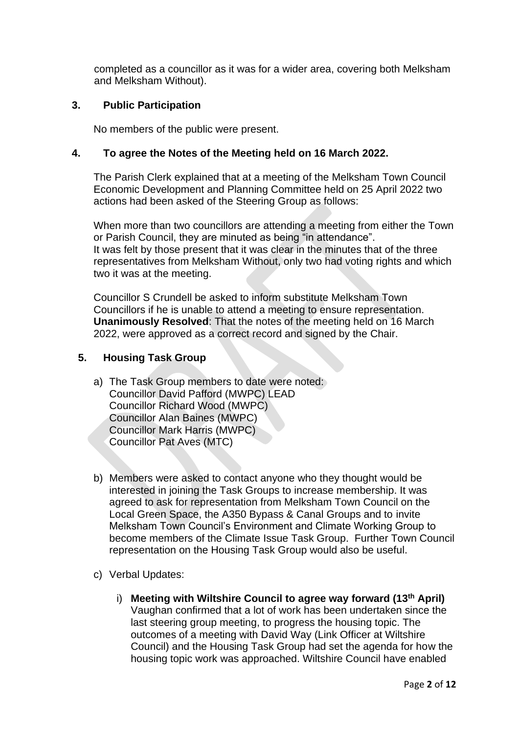completed as a councillor as it was for a wider area, covering both Melksham and Melksham Without).

## 3. Public Participation

No members of the public were present.

## 4. To agree the Notes of the Meeting held on 16 March 2022.

The Parish Clerk explained that at a meeting of the Melksham Town Council Economic Development and Planning Committee held on 25 April 2022 two actions had been asked of the Steering Group as follows:

When more than two councillors are attending a meeting from either the Town or Parish Council, they are minuted as being "in attendance".
It was felt by those present that it was clear in the minutes that of the three representatives from Melksham Without, only two had voting rights and which two it was at the meeting.

Councillor S Crundell be asked to inform substitute Melksham Town Councillors if he is unable to attend a meeting to ensure representation.
**Unanimously Resolved**: That the notes of the meeting held on 16 March 2022, were approved as a correct record and signed by the Chair.

## 5. Housing Task Group

a) The Task Group members to date were noted:
Councillor David Pafford (MWPC) LEAD
Councillor Richard Wood (MWPC)
Councillor Alan Baines (MWPC)
Councillor Mark Harris (MWPC)
Councillor Pat Aves (MTC)

b) Members were asked to contact anyone who they thought would be interested in joining the Task Groups to increase membership. It was agreed to ask for representation from Melksham Town Council on the Local Green Space, the A350 Bypass & Canal Groups and to invite Melksham Town Council's Environment and Climate Working Group to become members of the Climate Issue Task Group. Further Town Council representation on the Housing Task Group would also be useful.

c) Verbal Updates:

i) **Meeting with Wiltshire Council to agree way forward (13th April)**
Vaughan confirmed that a lot of work has been undertaken since the last steering group meeting, to progress the housing topic. The outcomes of a meeting with David Way (Link Officer at Wiltshire Council) and the Housing Task Group had set the agenda for how the housing topic work was approached. Wiltshire Council have enabled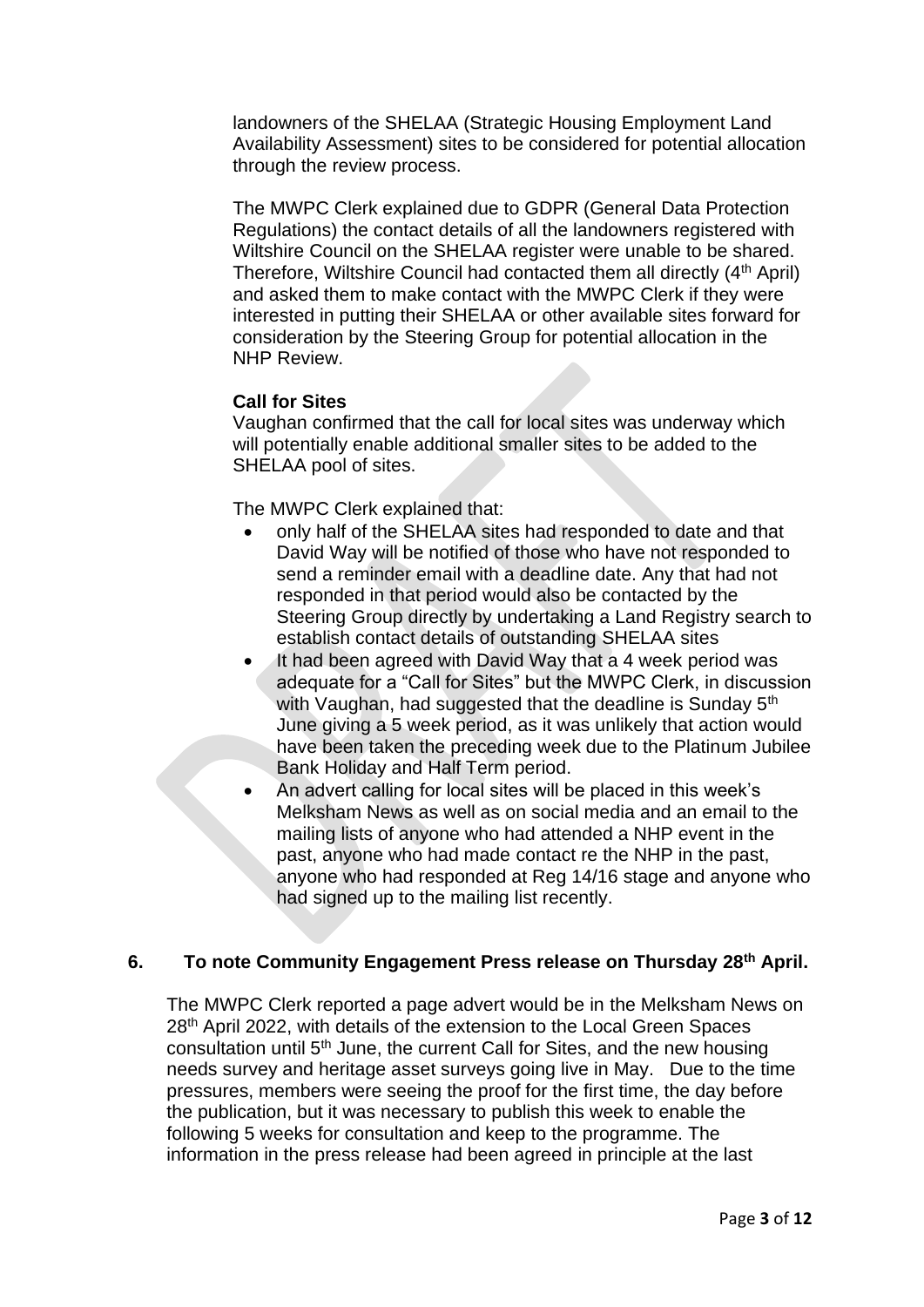landowners of the SHELAA (Strategic Housing Employment Land Availability Assessment) sites to be considered for potential allocation through the review process.

The MWPC Clerk explained due to GDPR (General Data Protection Regulations) the contact details of all the landowners registered with Wiltshire Council on the SHELAA register were unable to be shared. Therefore, Wiltshire Council had contacted them all directly (4th April) and asked them to make contact with the MWPC Clerk if they were interested in putting their SHELAA or other available sites forward for consideration by the Steering Group for potential allocation in the NHP Review.

**Call for Sites**

Vaughan confirmed that the call for local sites was underway which will potentially enable additional smaller sites to be added to the SHELAA pool of sites.

The MWPC Clerk explained that:

- only half of the SHELAA sites had responded to date and that David Way will be notified of those who have not responded to send a reminder email with a deadline date. Any that had not responded in that period would also be contacted by the Steering Group directly by undertaking a Land Registry search to establish contact details of outstanding SHELAA sites
- It had been agreed with David Way that a 4 week period was adequate for a "Call for Sites" but the MWPC Clerk, in discussion with Vaughan, had suggested that the deadline is Sunday 5th June giving a 5 week period, as it was unlikely that action would have been taken the preceding week due to the Platinum Jubilee Bank Holiday and Half Term period.
- An advert calling for local sites will be placed in this week's Melksham News as well as on social media and an email to the mailing lists of anyone who had attended a NHP event in the past, anyone who had made contact re the NHP in the past, anyone who had responded at Reg 14/16 stage and anyone who had signed up to the mailing list recently.

## 6. To note Community Engagement Press release on Thursday 28th April.

The MWPC Clerk reported a page advert would be in the Melksham News on 28th April 2022, with details of the extension to the Local Green Spaces consultation until 5th June, the current Call for Sites, and the new housing needs survey and heritage asset surveys going live in May. Due to the time pressures, members were seeing the proof for the first time, the day before the publication, but it was necessary to publish this week to enable the following 5 weeks for consultation and keep to the programme. The information in the press release had been agreed in principle at the last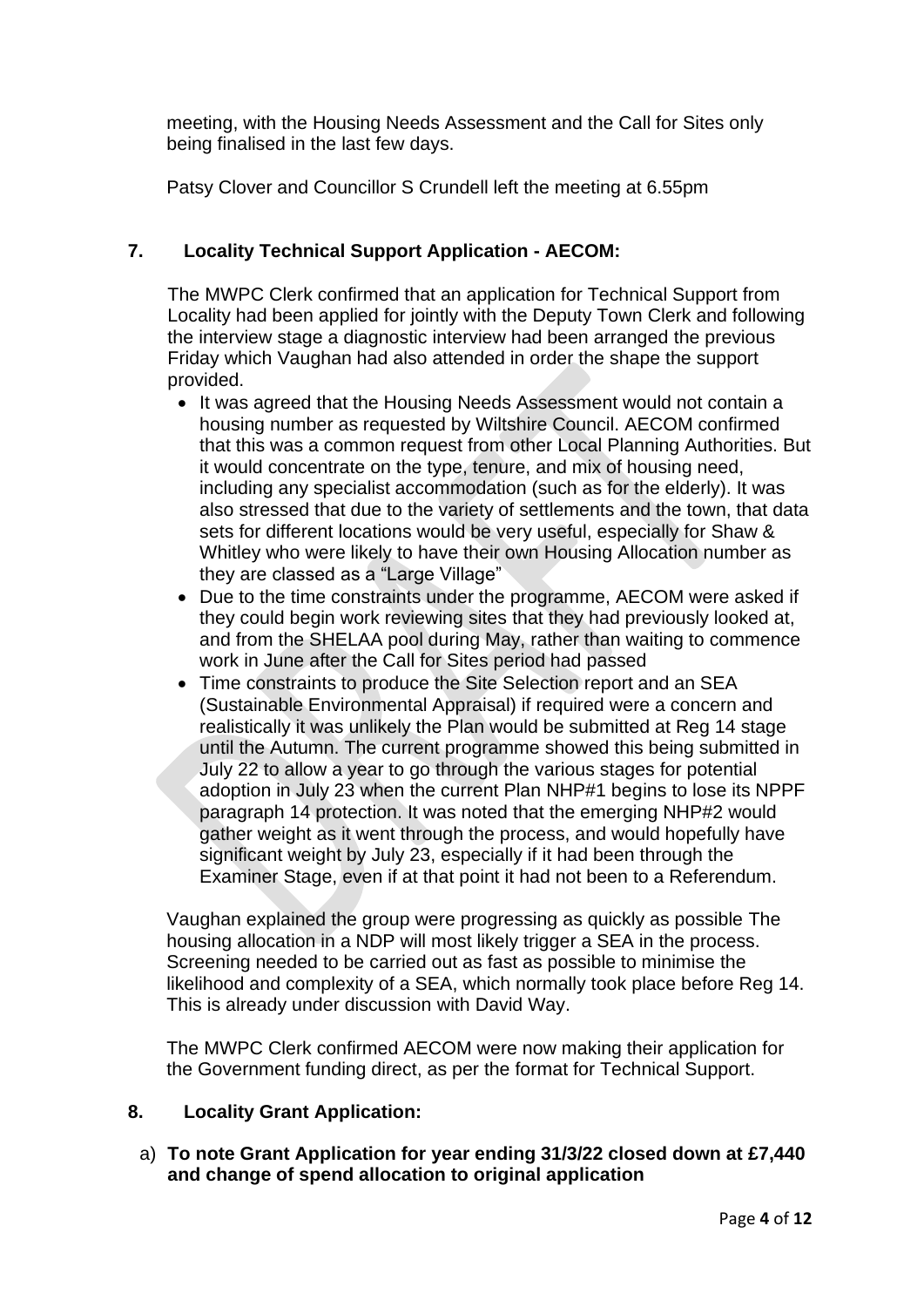meeting, with the Housing Needs Assessment and the Call for Sites only being finalised in the last few days.

Patsy Clover and Councillor S Crundell left the meeting at 6.55pm

## 7. Locality Technical Support Application - AECOM:

The MWPC Clerk confirmed that an application for Technical Support from Locality had been applied for jointly with the Deputy Town Clerk and following the interview stage a diagnostic interview had been arranged the previous Friday which Vaughan had also attended in order the shape the support provided.

- It was agreed that the Housing Needs Assessment would not contain a housing number as requested by Wiltshire Council. AECOM confirmed that this was a common request from other Local Planning Authorities. But it would concentrate on the type, tenure, and mix of housing need, including any specialist accommodation (such as for the elderly). It was also stressed that due to the variety of settlements and the town, that data sets for different locations would be very useful, especially for Shaw & Whitley who were likely to have their own Housing Allocation number as they are classed as a "Large Village"
- Due to the time constraints under the programme, AECOM were asked if they could begin work reviewing sites that they had previously looked at, and from the SHELAA pool during May, rather than waiting to commence work in June after the Call for Sites period had passed
- Time constraints to produce the Site Selection report and an SEA (Sustainable Environmental Appraisal) if required were a concern and realistically it was unlikely the Plan would be submitted at Reg 14 stage until the Autumn. The current programme showed this being submitted in July 22 to allow a year to go through the various stages for potential adoption in July 23 when the current Plan NHP#1 begins to lose its NPPF paragraph 14 protection. It was noted that the emerging NHP#2 would gather weight as it went through the process, and would hopefully have significant weight by July 23, especially if it had been through the Examiner Stage, even if at that point it had not been to a Referendum.

Vaughan explained the group were progressing as quickly as possible The housing allocation in a NDP will most likely trigger a SEA in the process. Screening needed to be carried out as fast as possible to minimise the likelihood and complexity of a SEA, which normally took place before Reg 14. This is already under discussion with David Way.

The MWPC Clerk confirmed AECOM were now making their application for the Government funding direct, as per the format for Technical Support.

## 8. Locality Grant Application:

a) **To note Grant Application for year ending 31/3/22 closed down at £7,440 and change of spend allocation to original application**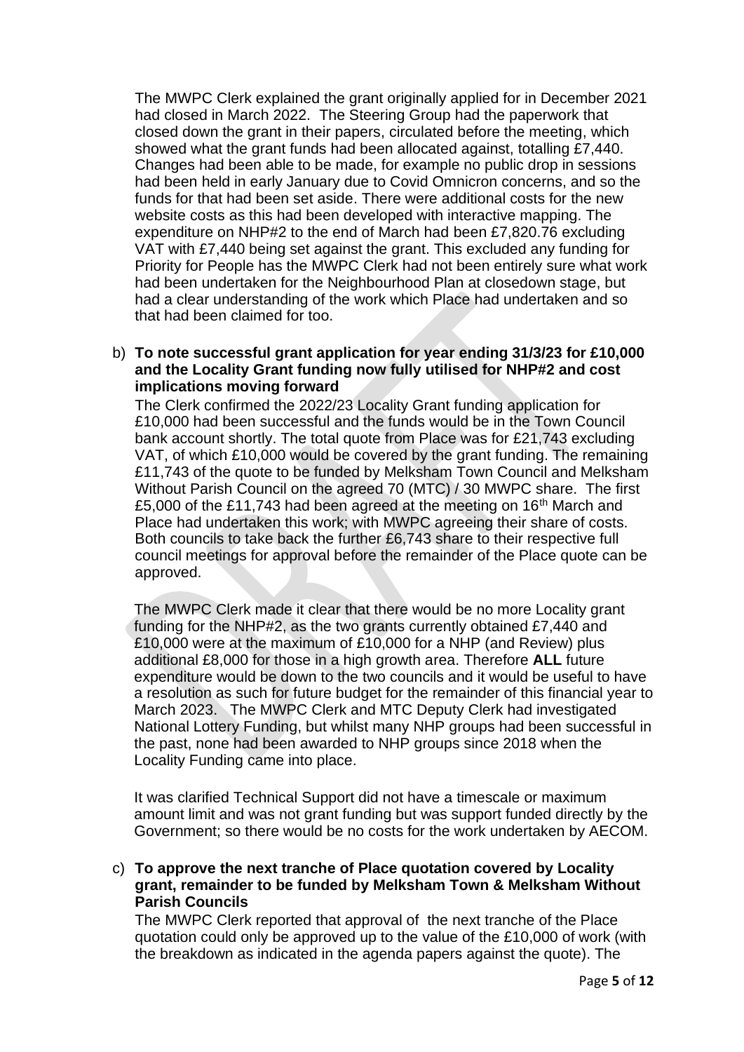The MWPC Clerk explained the grant originally applied for in December 2021 had closed in March 2022. The Steering Group had the paperwork that closed down the grant in their papers, circulated before the meeting, which showed what the grant funds had been allocated against, totalling £7,440. Changes had been able to be made, for example no public drop in sessions had been held in early January due to Covid Omnicron concerns, and so the funds for that had been set aside. There were additional costs for the new website costs as this had been developed with interactive mapping. The expenditure on NHP#2 to the end of March had been £7,820.76 excluding VAT with £7,440 being set against the grant. This excluded any funding for Priority for People has the MWPC Clerk had not been entirely sure what work had been undertaken for the Neighbourhood Plan at closedown stage, but had a clear understanding of the work which Place had undertaken and so that had been claimed for too.

b) **To note successful grant application for year ending 31/3/23 for £10,000 and the Locality Grant funding now fully utilised for NHP#2 and cost implications moving forward**

The Clerk confirmed the 2022/23 Locality Grant funding application for £10,000 had been successful and the funds would be in the Town Council bank account shortly. The total quote from Place was for £21,743 excluding VAT, of which £10,000 would be covered by the grant funding. The remaining £11,743 of the quote to be funded by Melksham Town Council and Melksham Without Parish Council on the agreed 70 (MTC) / 30 MWPC share. The first £5,000 of the £11,743 had been agreed at the meeting on 16th March and Place had undertaken this work; with MWPC agreeing their share of costs. Both councils to take back the further £6,743 share to their respective full council meetings for approval before the remainder of the Place quote can be approved.

The MWPC Clerk made it clear that there would be no more Locality grant funding for the NHP#2, as the two grants currently obtained £7,440 and £10,000 were at the maximum of £10,000 for a NHP (and Review) plus additional £8,000 for those in a high growth area. Therefore **ALL** future expenditure would be down to the two councils and it would be useful to have a resolution as such for future budget for the remainder of this financial year to March 2023. The MWPC Clerk and MTC Deputy Clerk had investigated National Lottery Funding, but whilst many NHP groups had been successful in the past, none had been awarded to NHP groups since 2018 when the Locality Funding came into place.

It was clarified Technical Support did not have a timescale or maximum amount limit and was not grant funding but was support funded directly by the Government; so there would be no costs for the work undertaken by AECOM.

c) **To approve the next tranche of Place quotation covered by Locality grant, remainder to be funded by Melksham Town & Melksham Without Parish Councils**

The MWPC Clerk reported that approval of the next tranche of the Place quotation could only be approved up to the value of the £10,000 of work (with the breakdown as indicated in the agenda papers against the quote). The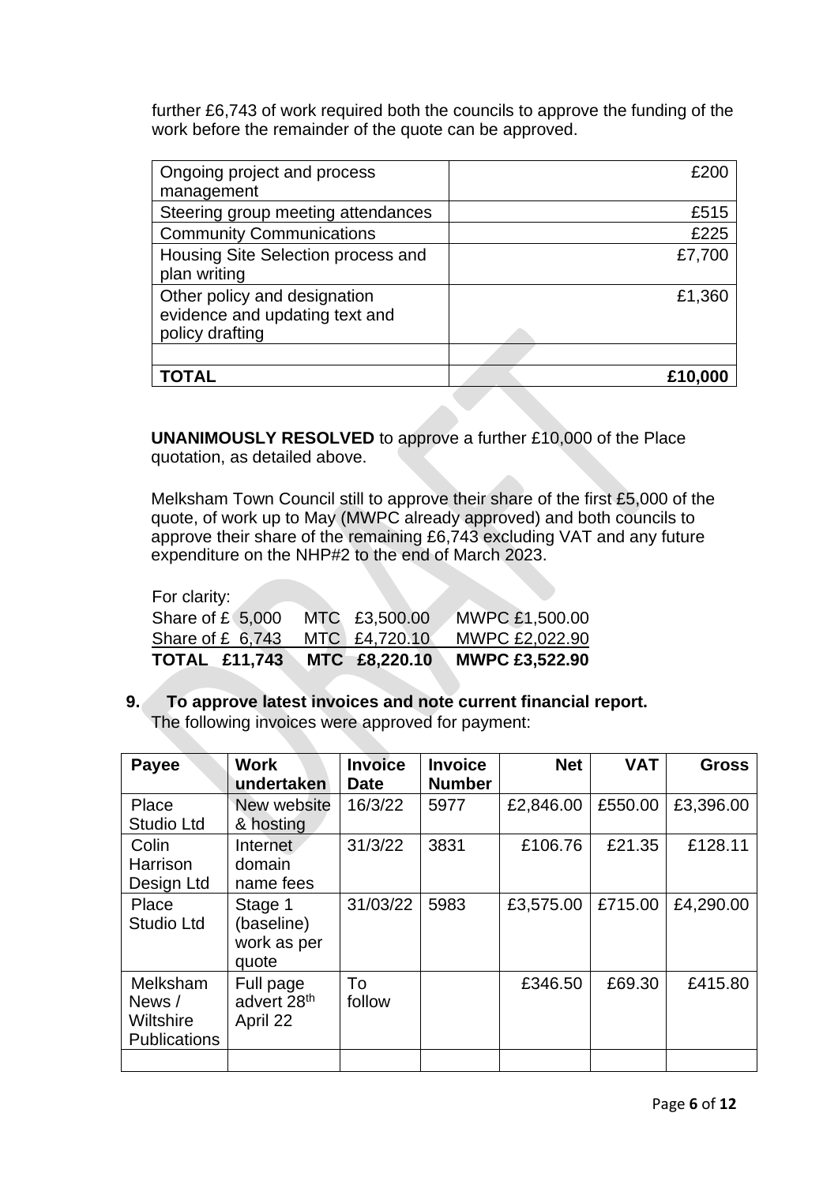further £6,743 of work required both the councils to approve the funding of the work before the remainder of the quote can be approved.

| | |
|---|---:|
| Ongoing project and process management | £200 |
| Steering group meeting attendances | £515 |
| Community Communications | £225 |
| Housing Site Selection process and plan writing | £7,700 |
| Other policy and designation evidence and updating text and policy drafting | £1,360 |
| | |
| **TOTAL** | **£10,000** |

**UNANIMOUSLY RESOLVED** to approve a further £10,000 of the Place quotation, as detailed above.

Melksham Town Council still to approve their share of the first £5,000 of the quote, of work up to May (MWPC already approved) and both councils to approve their share of the remaining £6,743 excluding VAT and any future expenditure on the NHP#2 to the end of March 2023.

For clarity:

| | | |
|---|---|---|
| Share of £ 5,000 | MTC £3,500.00 | MWPC £1,500.00 |
| Share of £ 6,743 | MTC £4,720.10 | MWPC £2,022.90 |
| **TOTAL £11,743** | **MTC £8,220.10** | **MWPC £3,522.90** |

## 9. To approve latest invoices and note current financial report.

The following invoices were approved for payment:

| Payee | Work undertaken | Invoice Date | Invoice Number | Net | VAT | Gross |
|---|---|---|---|---:|---:|---:|
| Place Studio Ltd | New website & hosting | 16/3/22 | 5977 | £2,846.00 | £550.00 | £3,396.00 |
| Colin Harrison Design Ltd | Internet domain name fees | 31/3/22 | 3831 | £106.76 | £21.35 | £128.11 |
| Place Studio Ltd | Stage 1 (baseline) work as per quote | 31/03/22 | 5983 | £3,575.00 | £715.00 | £4,290.00 |
| Melksham News / Wiltshire Publications | Full page advert 28th April 22 | To follow | | £346.50 | £69.30 | £415.80 |
| | | | | | | |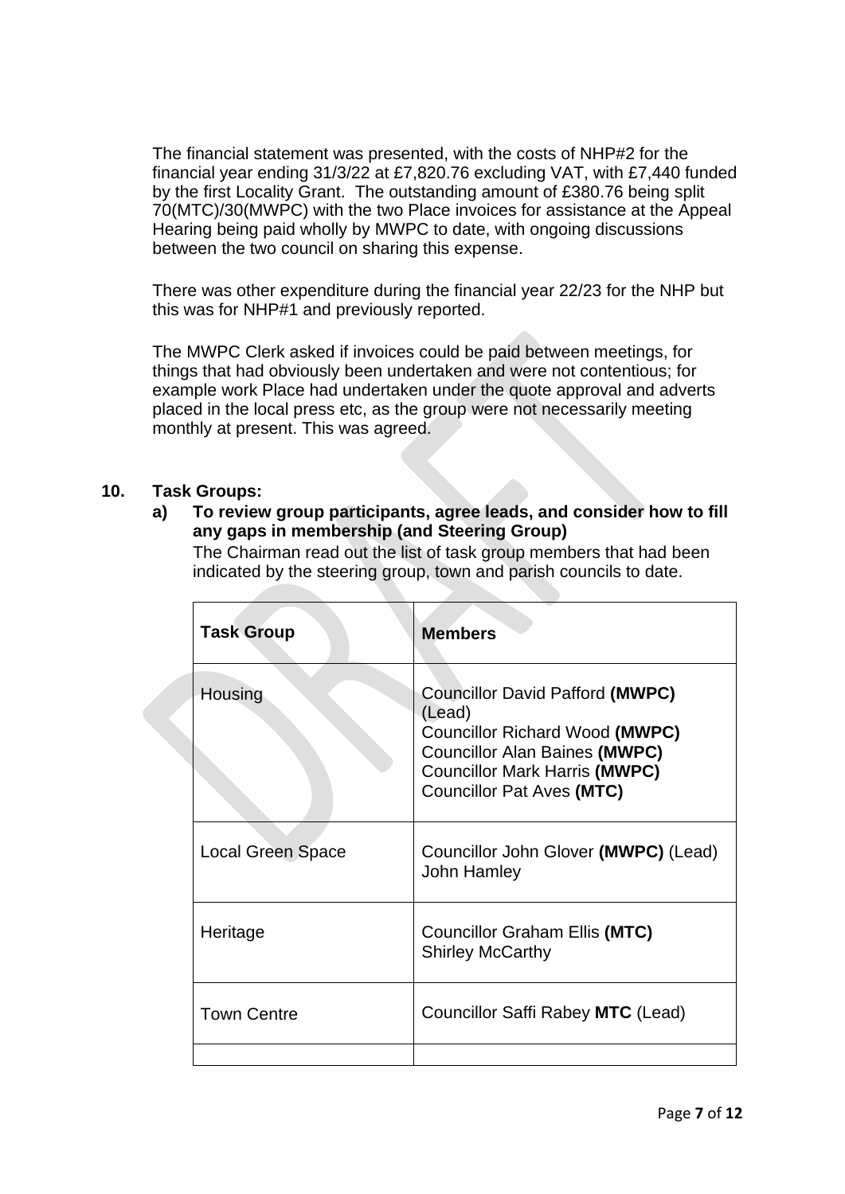The financial statement was presented, with the costs of NHP#2 for the financial year ending 31/3/22 at £7,820.76 excluding VAT, with £7,440 funded by the first Locality Grant. The outstanding amount of £380.76 being split 70(MTC)/30(MWPC) with the two Place invoices for assistance at the Appeal Hearing being paid wholly by MWPC to date, with ongoing discussions between the two council on sharing this expense.

There was other expenditure during the financial year 22/23 for the NHP but this was for NHP#1 and previously reported.

The MWPC Clerk asked if invoices could be paid between meetings, for things that had obviously been undertaken and were not contentious; for example work Place had undertaken under the quote approval and adverts placed in the local press etc, as the group were not necessarily meeting monthly at present. This was agreed.

**10. Task Groups:**

**a) To review group participants, agree leads, and consider how to fill any gaps in membership (and Steering Group)**

The Chairman read out the list of task group members that had been indicated by the steering group, town and parish councils to date.

| **Task Group** | **Members** |
|---|---|
| Housing | Councillor David Pafford **(MWPC)** (Lead)<br>Councillor Richard Wood **(MWPC)**<br>Councillor Alan Baines **(MWPC)**<br>Councillor Mark Harris **(MWPC)**<br>Councillor Pat Aves **(MTC)** |
| Local Green Space | Councillor John Glover **(MWPC)** (Lead)<br>John Hamley |
| Heritage | Councillor Graham Ellis **(MTC)**<br>Shirley McCarthy |
| Town Centre | Councillor Saffi Rabey **MTC** (Lead) |
| | |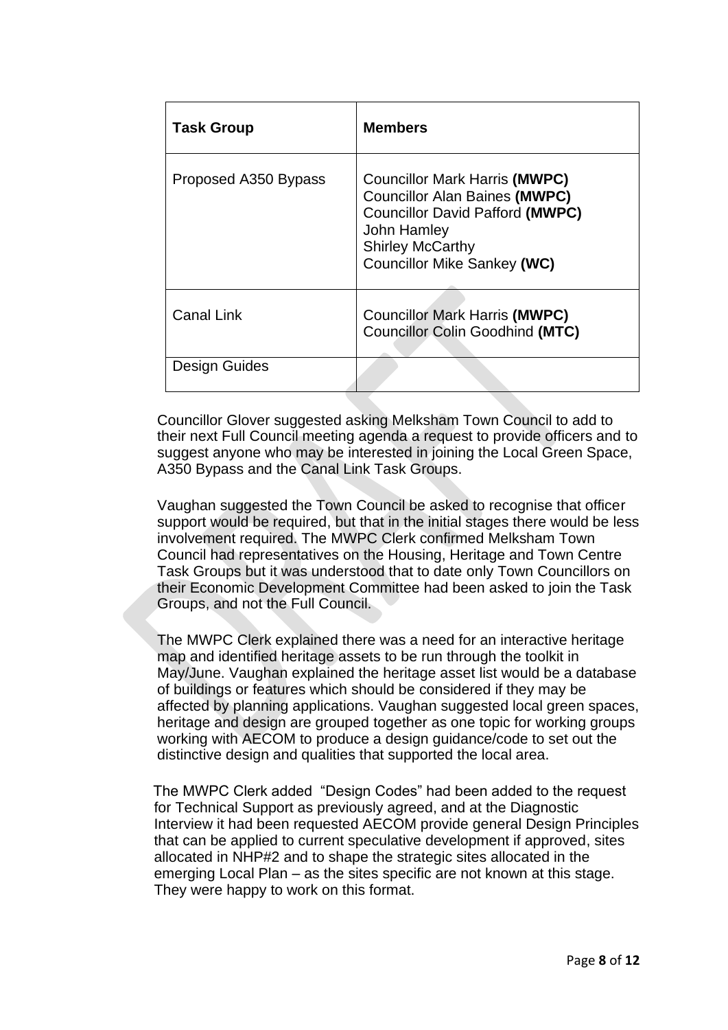| Task Group | Members |
|---|---|
| Proposed A350 Bypass | Councillor Mark Harris **(MWPC)**<br>Councillor Alan Baines **(MWPC)**<br>Councillor David Pafford **(MWPC)**<br>John Hamley<br>Shirley McCarthy<br>Councillor Mike Sankey **(WC)** |
| Canal Link | Councillor Mark Harris **(MWPC)**<br>Councillor Colin Goodhind **(MTC)** |
| Design Guides | |

Councillor Glover suggested asking Melksham Town Council to add to their next Full Council meeting agenda a request to provide officers and to suggest anyone who may be interested in joining the Local Green Space, A350 Bypass and the Canal Link Task Groups.

Vaughan suggested the Town Council be asked to recognise that officer support would be required, but that in the initial stages there would be less involvement required. The MWPC Clerk confirmed Melksham Town Council had representatives on the Housing, Heritage and Town Centre Task Groups but it was understood that to date only Town Councillors on their Economic Development Committee had been asked to join the Task Groups, and not the Full Council.

The MWPC Clerk explained there was a need for an interactive heritage map and identified heritage assets to be run through the toolkit in May/June. Vaughan explained the heritage asset list would be a database of buildings or features which should be considered if they may be affected by planning applications. Vaughan suggested local green spaces, heritage and design are grouped together as one topic for working groups working with AECOM to produce a design guidance/code to set out the distinctive design and qualities that supported the local area.

The MWPC Clerk added "Design Codes" had been added to the request for Technical Support as previously agreed, and at the Diagnostic Interview it had been requested AECOM provide general Design Principles that can be applied to current speculative development if approved, sites allocated in NHP#2 and to shape the strategic sites allocated in the emerging Local Plan – as the sites specific are not known at this stage. They were happy to work on this format.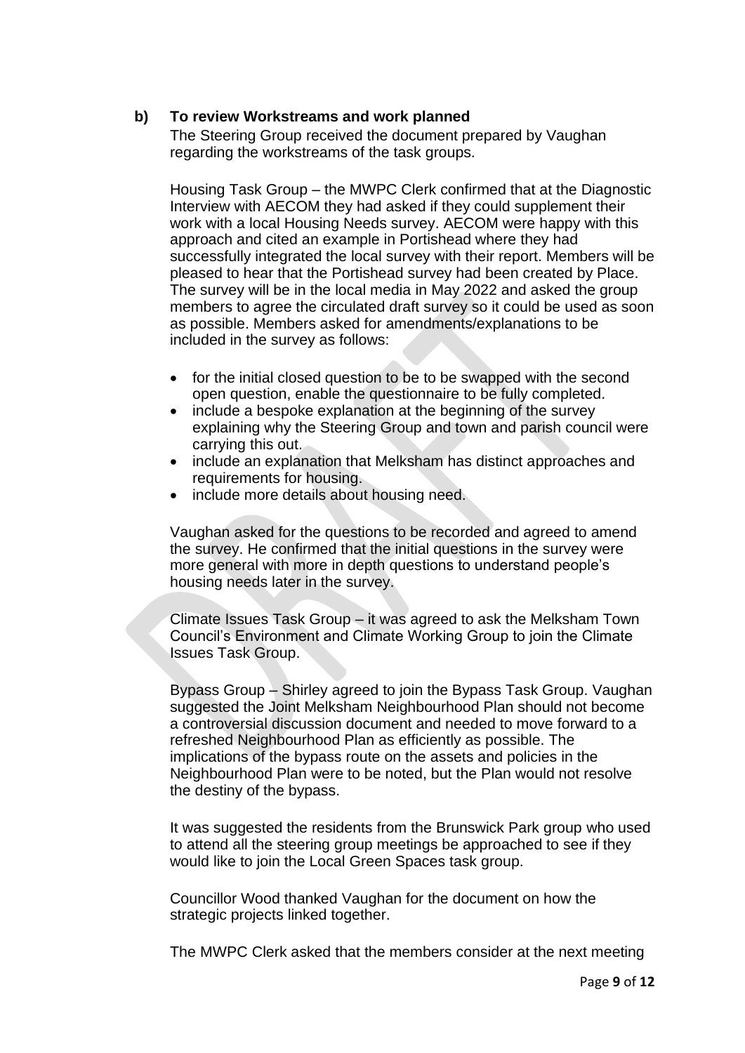**b) To review Workstreams and work planned**

The Steering Group received the document prepared by Vaughan regarding the workstreams of the task groups.

Housing Task Group – the MWPC Clerk confirmed that at the Diagnostic Interview with AECOM they had asked if they could supplement their work with a local Housing Needs survey. AECOM were happy with this approach and cited an example in Portishead where they had successfully integrated the local survey with their report. Members will be pleased to hear that the Portishead survey had been created by Place. The survey will be in the local media in May 2022 and asked the group members to agree the circulated draft survey so it could be used as soon as possible. Members asked for amendments/explanations to be included in the survey as follows:

- for the initial closed question to be to be swapped with the second open question, enable the questionnaire to be fully completed.
- include a bespoke explanation at the beginning of the survey explaining why the Steering Group and town and parish council were carrying this out.
- include an explanation that Melksham has distinct approaches and requirements for housing.
- include more details about housing need.

Vaughan asked for the questions to be recorded and agreed to amend the survey. He confirmed that the initial questions in the survey were more general with more in depth questions to understand people's housing needs later in the survey.

Climate Issues Task Group – it was agreed to ask the Melksham Town Council's Environment and Climate Working Group to join the Climate Issues Task Group.

Bypass Group – Shirley agreed to join the Bypass Task Group. Vaughan suggested the Joint Melksham Neighbourhood Plan should not become a controversial discussion document and needed to move forward to a refreshed Neighbourhood Plan as efficiently as possible. The implications of the bypass route on the assets and policies in the Neighbourhood Plan were to be noted, but the Plan would not resolve the destiny of the bypass.

It was suggested the residents from the Brunswick Park group who used to attend all the steering group meetings be approached to see if they would like to join the Local Green Spaces task group.

Councillor Wood thanked Vaughan for the document on how the strategic projects linked together.

The MWPC Clerk asked that the members consider at the next meeting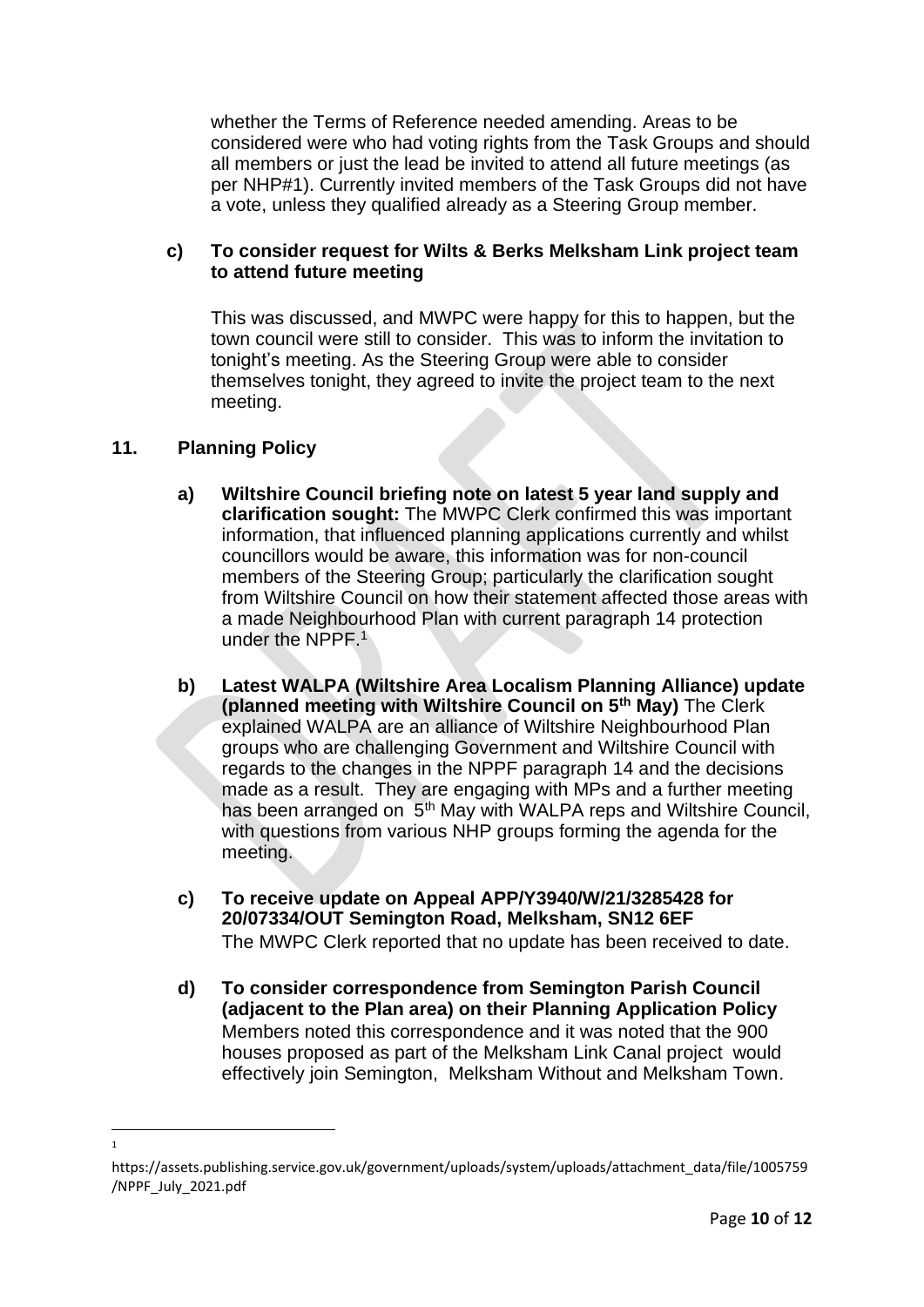whether the Terms of Reference needed amending. Areas to be considered were who had voting rights from the Task Groups and should all members or just the lead be invited to attend all future meetings (as per NHP#1). Currently invited members of the Task Groups did not have a vote, unless they qualified already as a Steering Group member.

**c) To consider request for Wilts & Berks Melksham Link project team to attend future meeting**

This was discussed, and MWPC were happy for this to happen, but the town council were still to consider. This was to inform the invitation to tonight's meeting. As the Steering Group were able to consider themselves tonight, they agreed to invite the project team to the next meeting.

## 11. Planning Policy

**a) Wiltshire Council briefing note on latest 5 year land supply and clarification sought:** The MWPC Clerk confirmed this was important information, that influenced planning applications currently and whilst councillors would be aware, this information was for non-council members of the Steering Group; particularly the clarification sought from Wiltshire Council on how their statement affected those areas with a made Neighbourhood Plan with current paragraph 14 protection under the NPPF.[1]

**b) Latest WALPA (Wiltshire Area Localism Planning Alliance) update (planned meeting with Wiltshire Council on 5th May)** The Clerk explained WALPA are an alliance of Wiltshire Neighbourhood Plan groups who are challenging Government and Wiltshire Council with regards to the changes in the NPPF paragraph 14 and the decisions made as a result. They are engaging with MPs and a further meeting has been arranged on 5th May with WALPA reps and Wiltshire Council, with questions from various NHP groups forming the agenda for the meeting.

**c) To receive update on Appeal APP/Y3940/W/21/3285428 for 20/07334/OUT Semington Road, Melksham, SN12 6EF**
The MWPC Clerk reported that no update has been received to date.

**d) To consider correspondence from Semington Parish Council (adjacent to the Plan area) on their Planning Application Policy**
Members noted this correspondence and it was noted that the 900 houses proposed as part of the Melksham Link Canal project would effectively join Semington, Melksham Without and Melksham Town.

---

[1] https://assets.publishing.service.gov.uk/government/uploads/system/uploads/attachment_data/file/1005759/NPPF_July_2021.pdf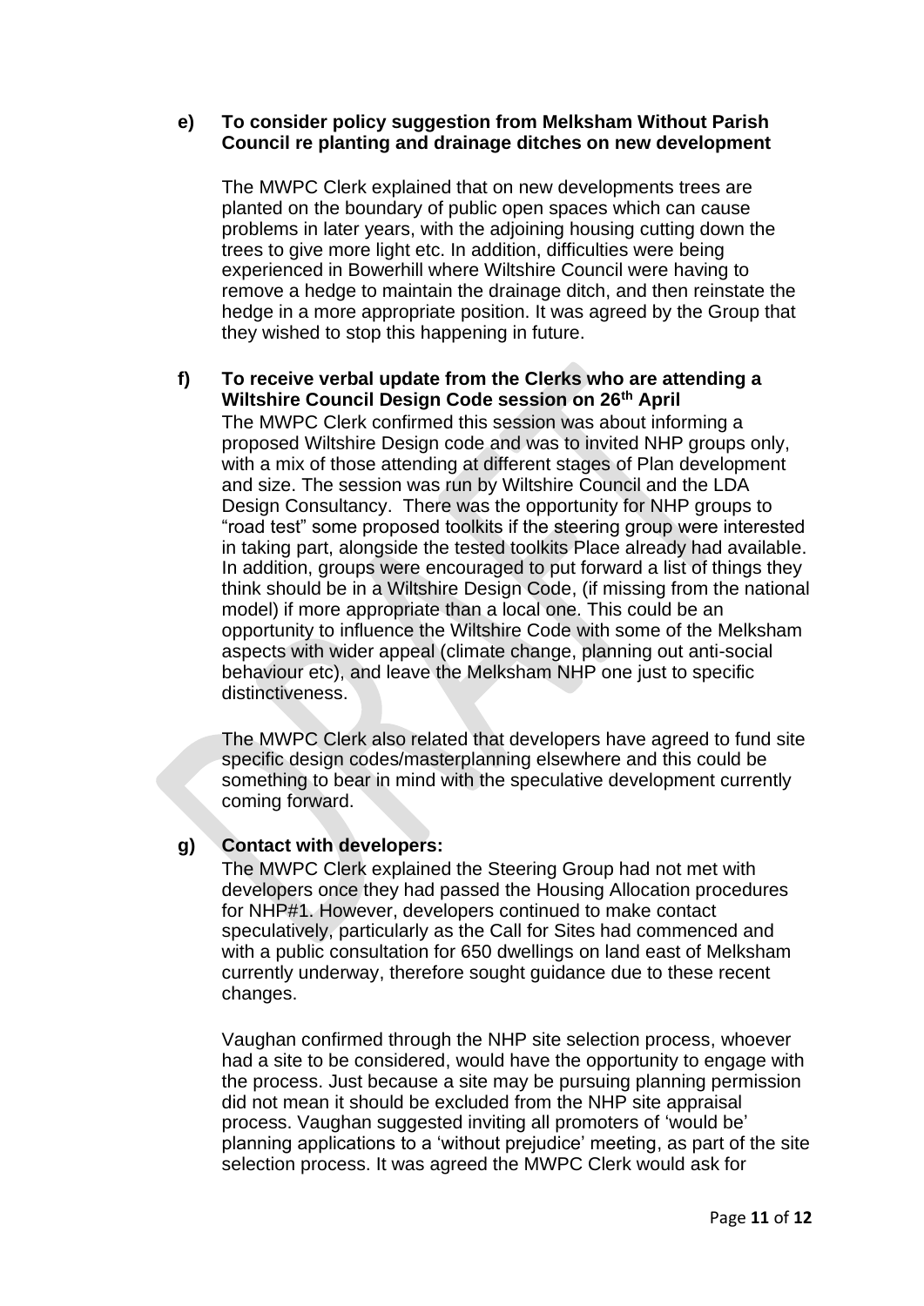**e) To consider policy suggestion from Melksham Without Parish Council re planting and drainage ditches on new development**

The MWPC Clerk explained that on new developments trees are planted on the boundary of public open spaces which can cause problems in later years, with the adjoining housing cutting down the trees to give more light etc. In addition, difficulties were being experienced in Bowerhill where Wiltshire Council were having to remove a hedge to maintain the drainage ditch, and then reinstate the hedge in a more appropriate position. It was agreed by the Group that they wished to stop this happening in future.

**f) To receive verbal update from the Clerks who are attending a Wiltshire Council Design Code session on 26th April**

The MWPC Clerk confirmed this session was about informing a proposed Wiltshire Design code and was to invited NHP groups only, with a mix of those attending at different stages of Plan development and size. The session was run by Wiltshire Council and the LDA Design Consultancy. There was the opportunity for NHP groups to "road test" some proposed toolkits if the steering group were interested in taking part, alongside the tested toolkits Place already had available. In addition, groups were encouraged to put forward a list of things they think should be in a Wiltshire Design Code, (if missing from the national model) if more appropriate than a local one. This could be an opportunity to influence the Wiltshire Code with some of the Melksham aspects with wider appeal (climate change, planning out anti-social behaviour etc), and leave the Melksham NHP one just to specific distinctiveness.

The MWPC Clerk also related that developers have agreed to fund site specific design codes/masterplanning elsewhere and this could be something to bear in mind with the speculative development currently coming forward.

**g) Contact with developers:**

The MWPC Clerk explained the Steering Group had not met with developers once they had passed the Housing Allocation procedures for NHP#1. However, developers continued to make contact speculatively, particularly as the Call for Sites had commenced and with a public consultation for 650 dwellings on land east of Melksham currently underway, therefore sought guidance due to these recent changes.

Vaughan confirmed through the NHP site selection process, whoever had a site to be considered, would have the opportunity to engage with the process. Just because a site may be pursuing planning permission did not mean it should be excluded from the NHP site appraisal process. Vaughan suggested inviting all promoters of 'would be' planning applications to a 'without prejudice' meeting, as part of the site selection process. It was agreed the MWPC Clerk would ask for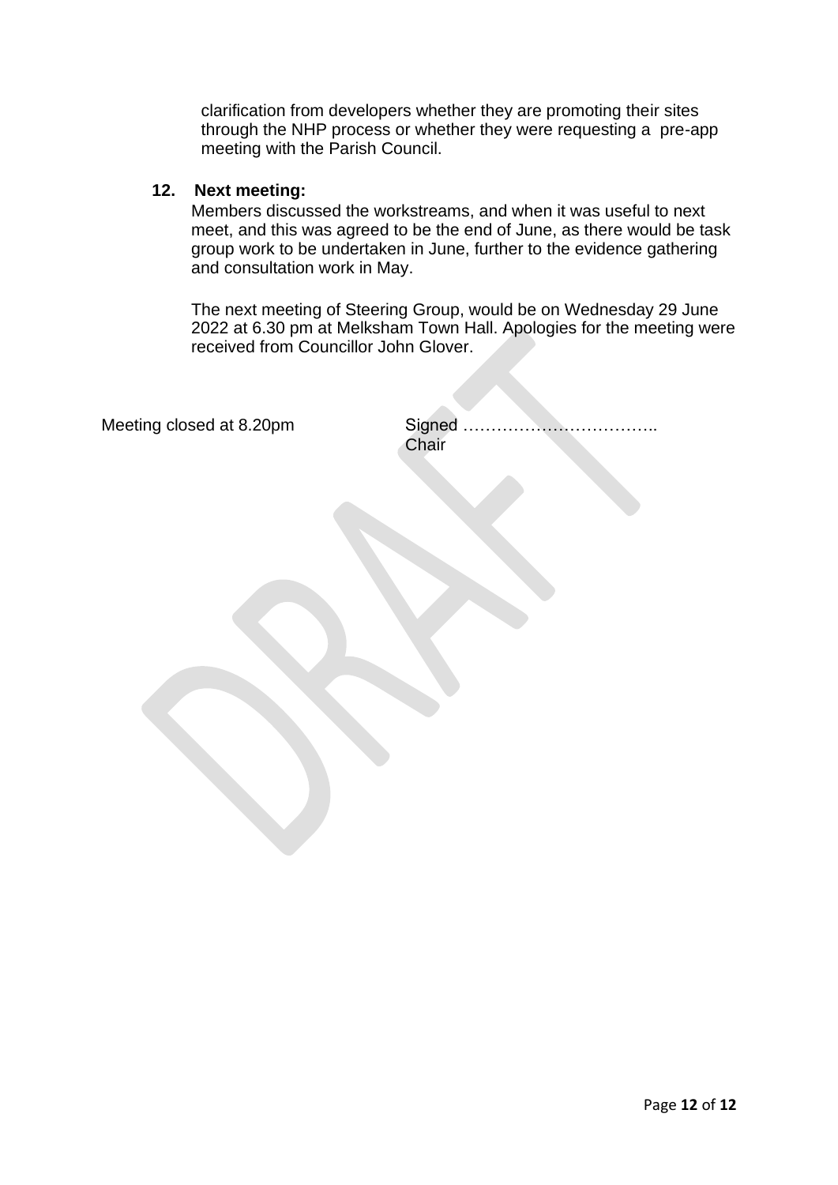clarification from developers whether they are promoting their sites through the NHP process or whether they were requesting a pre-app meeting with the Parish Council.

**12. Next meeting:**

Members discussed the workstreams, and when it was useful to next meet, and this was agreed to be the end of June, as there would be task group work to be undertaken in June, further to the evidence gathering and consultation work in May.

The next meeting of Steering Group, would be on Wednesday 29 June 2022 at 6.30 pm at Melksham Town Hall. Apologies for the meeting were received from Councillor John Glover.

Meeting closed at 8.20pm

Signed ……………………………..
Chair